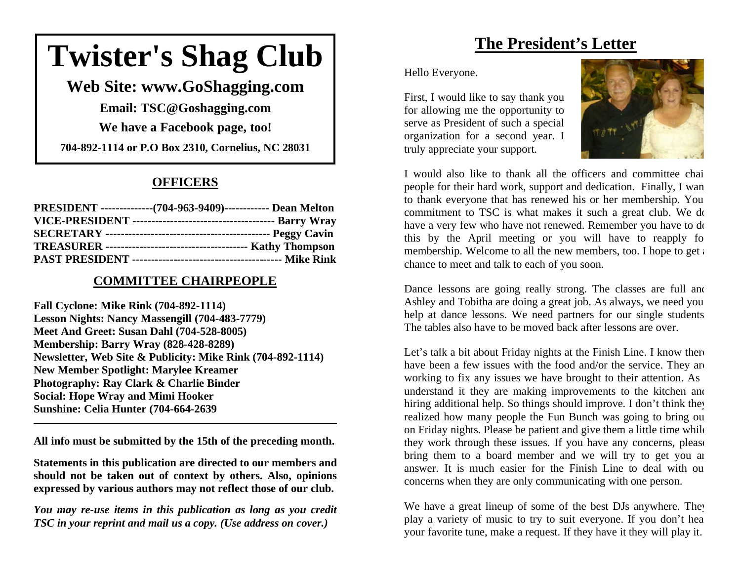# Twister's Shag Club

**Web Site: www.GoShagging.com**

**Email: TSC@Goshagging.com**

**We have a Facebook page, too!**

**704-892-1114 or P.O Box 2310, Cornelius, NC 28031**

## OFFICERS

**PRESIDENT --------------(704-963-9409)------------ Dean Melton**
**VICE-PRESIDENT -------------------------------------- Barry Wray**
**SECRETARY ------------------------------------------- Peggy Cavin**
**TREASURER ------------------------------------- Kathy Thompson**
**PAST PRESIDENT --------------------------------------- Mike Rink**

## COMMITTEE CHAIRPEOPLE

**Fall Cyclone: Mike Rink (704-892-1114)**
**Lesson Nights: Nancy Massengill (704-483-7779)**
**Meet And Greet: Susan Dahl (704-528-8005)**
**Membership: Barry Wray (828-428-8289)**
**Newsletter, Web Site & Publicity: Mike Rink (704-892-1114)**
**New Member Spotlight: Marylee Kreamer**
**Photography: Ray Clark & Charlie Binder**
**Social: Hope Wray and Mimi Hooker**
**Sunshine: Celia Hunter (704-664-2639**

---

**All info must be submitted by the 15th of the preceding month.**

**Statements in this publication are directed to our members and should not be taken out of context by others. Also, opinions expressed by various authors may not reflect those of our club.**

***You may re-use items in this publication as long as you credit TSC in your reprint and mail us a copy. (Use address on cover.)***

## The President's Letter

Hello Everyone.

First, I would like to say thank you for allowing me the opportunity to serve as President of such a special organization for a second year. I truly appreciate your support.

I would also like to thank all the officers and committee chai people for their hard work, support and dedication. Finally, I wan to thank everyone that has renewed his or her membership. You commitment to TSC is what makes it such a great club. We do have a very few who have not renewed. Remember you have to do this by the April meeting or you will have to reapply fo membership. Welcome to all the new members, too. I hope to get a chance to meet and talk to each of you soon.

Dance lessons are going really strong. The classes are full and Ashley and Tobitha are doing a great job. As always, we need you help at dance lessons. We need partners for our single students The tables also have to be moved back after lessons are over.

Let's talk a bit about Friday nights at the Finish Line. I know there have been a few issues with the food and/or the service. They are working to fix any issues we have brought to their attention. As understand it they are making improvements to the kitchen and hiring additional help. So things should improve. I don't think they realized how many people the Fun Bunch was going to bring ou on Friday nights. Please be patient and give them a little time while they work through these issues. If you have any concerns, please bring them to a board member and we will try to get you an answer. It is much easier for the Finish Line to deal with ou concerns when they are only communicating with one person.

We have a great lineup of some of the best DJs anywhere. They play a variety of music to try to suit everyone. If you don't hea your favorite tune, make a request. If they have it they will play it.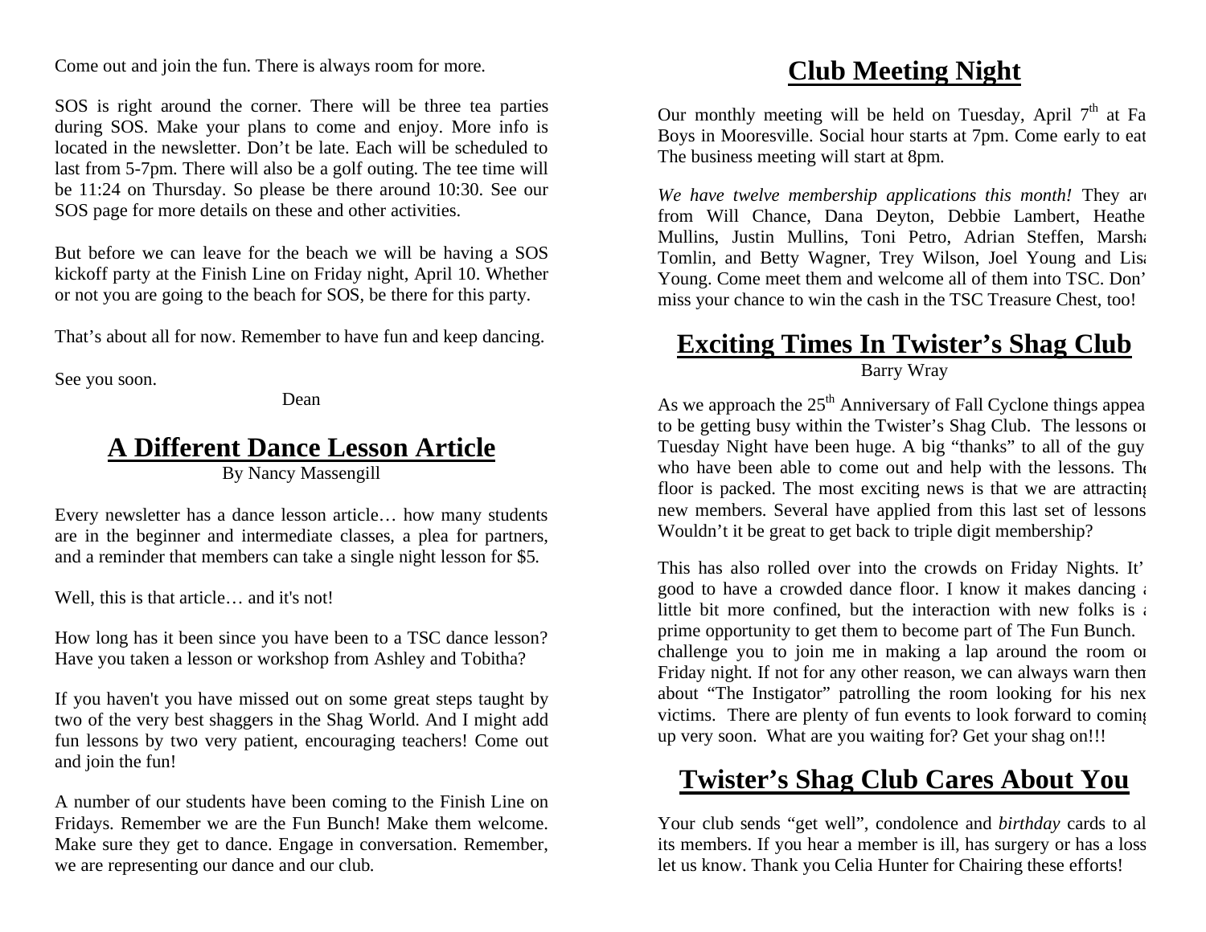Come out and join the fun. There is always room for more.

SOS is right around the corner. There will be three tea parties during SOS. Make your plans to come and enjoy. More info is located in the newsletter. Don't be late. Each will be scheduled to last from 5-7pm. There will also be a golf outing. The tee time will be 11:24 on Thursday. So please be there around 10:30. See our SOS page for more details on these and other activities.

But before we can leave for the beach we will be having a SOS kickoff party at the Finish Line on Friday night, April 10. Whether or not you are going to the beach for SOS, be there for this party.

That's about all for now. Remember to have fun and keep dancing.

See you soon.

Dean

## A Different Dance Lesson Article

By Nancy Massengill

Every newsletter has a dance lesson article… how many students are in the beginner and intermediate classes, a plea for partners, and a reminder that members can take a single night lesson for $5.

Well, this is that article… and it's not!

How long has it been since you have been to a TSC dance lesson? Have you taken a lesson or workshop from Ashley and Tobitha?

If you haven't you have missed out on some great steps taught by two of the very best shaggers in the Shag World. And I might add fun lessons by two very patient, encouraging teachers! Come out and join the fun!

A number of our students have been coming to the Finish Line on Fridays. Remember we are the Fun Bunch! Make them welcome. Make sure they get to dance. Engage in conversation. Remember, we are representing our dance and our club.

## Club Meeting Night

Our monthly meeting will be held on Tuesday, April 7th at Fa Boys in Mooresville. Social hour starts at 7pm. Come early to eat The business meeting will start at 8pm.

*We have twelve membership applications this month!* They are from Will Chance, Dana Deyton, Debbie Lambert, Heather Mullins, Justin Mullins, Toni Petro, Adrian Steffen, Marsha Tomlin, and Betty Wagner, Trey Wilson, Joel Young and Lisa Young. Come meet them and welcome all of them into TSC. Don't miss your chance to win the cash in the TSC Treasure Chest, too!

## Exciting Times In Twister's Shag Club

Barry Wray

As we approach the 25th Anniversary of Fall Cyclone things appear to be getting busy within the Twister's Shag Club. The lessons on Tuesday Night have been huge. A big "thanks" to all of the guys who have been able to come out and help with the lessons. The floor is packed. The most exciting news is that we are attracting new members. Several have applied from this last set of lessons. Wouldn't it be great to get back to triple digit membership?

This has also rolled over into the crowds on Friday Nights. It's good to have a crowded dance floor. I know it makes dancing a little bit more confined, but the interaction with new folks is a prime opportunity to get them to become part of The Fun Bunch. I challenge you to join me in making a lap around the room on Friday night. If not for any other reason, we can always warn them about "The Instigator" patrolling the room looking for his next victims. There are plenty of fun events to look forward to coming up very soon. What are you waiting for? Get your shag on!!!

## Twister's Shag Club Cares About You

Your club sends "get well", condolence and *birthday* cards to all its members. If you hear a member is ill, has surgery or has a loss let us know. Thank you Celia Hunter for Chairing these efforts!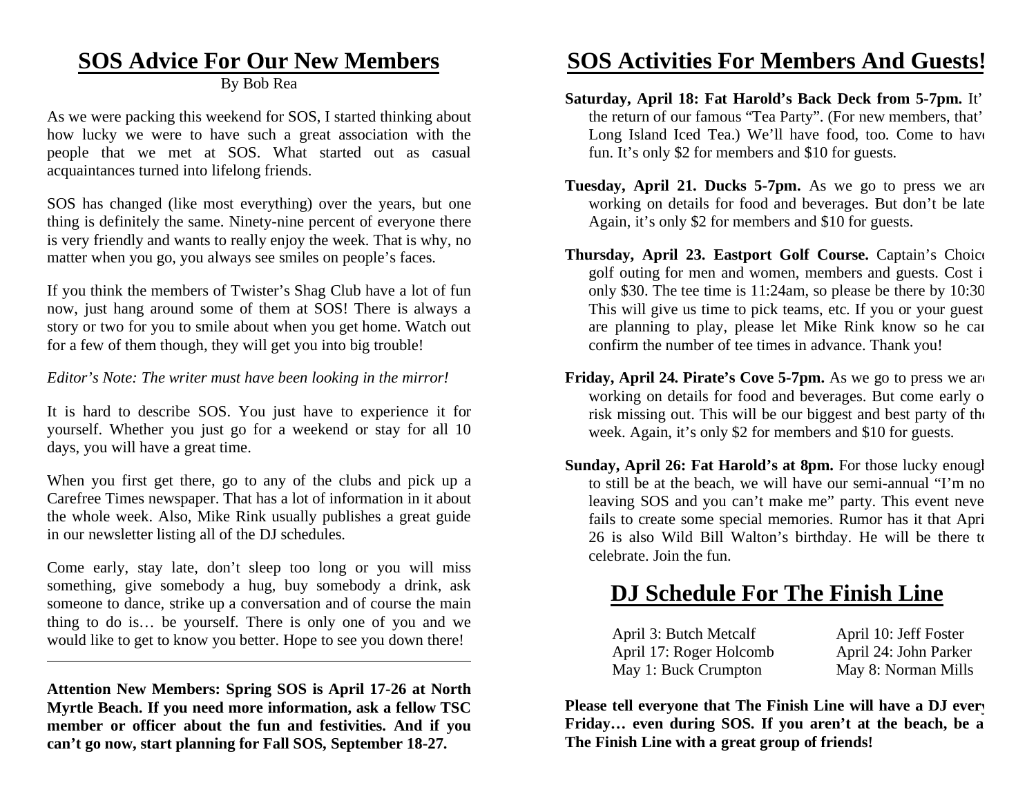## SOS Advice For Our New Members

By Bob Rea

As we were packing this weekend for SOS, I started thinking about how lucky we were to have such a great association with the people that we met at SOS. What started out as casual acquaintances turned into lifelong friends.

SOS has changed (like most everything) over the years, but one thing is definitely the same. Ninety-nine percent of everyone there is very friendly and wants to really enjoy the week. That is why, no matter when you go, you always see smiles on people's faces.

If you think the members of Twister's Shag Club have a lot of fun now, just hang around some of them at SOS! There is always a story or two for you to smile about when you get home. Watch out for a few of them though, they will get you into big trouble!

*Editor's Note: The writer must have been looking in the mirror!*

It is hard to describe SOS. You just have to experience it for yourself. Whether you just go for a weekend or stay for all 10 days, you will have a great time.

When you first get there, go to any of the clubs and pick up a Carefree Times newspaper. That has a lot of information in it about the whole week. Also, Mike Rink usually publishes a great guide in our newsletter listing all of the DJ schedules.

Come early, stay late, don't sleep too long or you will miss something, give somebody a hug, buy somebody a drink, ask someone to dance, strike up a conversation and of course the main thing to do is… be yourself. There is only one of you and we would like to get to know you better. Hope to see you down there!

---

**Attention New Members: Spring SOS is April 17-26 at North Myrtle Beach. If you need more information, ask a fellow TSC member or officer about the fun and festivities. And if you can't go now, start planning for Fall SOS, September 18-27.**

## SOS Activities For Members And Guests!

**Saturday, April 18: Fat Harold's Back Deck from 5-7pm.** It's the return of our famous "Tea Party". (For new members, that's Long Island Iced Tea.) We'll have food, too. Come to have fun. It's only $2 for members and $10 for guests.

**Tuesday, April 21. Ducks 5-7pm.** As we go to press we are working on details for food and beverages. But don't be late. Again, it's only $2 for members and $10 for guests.

**Thursday, April 23. Eastport Golf Course.** Captain's Choice golf outing for men and women, members and guests. Cost is only $30. The tee time is 11:24am, so please be there by 10:30. This will give us time to pick teams, etc. If you or your guests are planning to play, please let Mike Rink know so he can confirm the number of tee times in advance. Thank you!

**Friday, April 24. Pirate's Cove 5-7pm.** As we go to press we are working on details for food and beverages. But come early or risk missing out. This will be our biggest and best party of the week. Again, it's only $2 for members and $10 for guests.

**Sunday, April 26: Fat Harold's at 8pm.** For those lucky enough to still be at the beach, we will have our semi-annual "I'm not leaving SOS and you can't make me" party. This event never fails to create some special memories. Rumor has it that April 26 is also Wild Bill Walton's birthday. He will be there to celebrate. Join the fun.

## DJ Schedule For The Finish Line

| | |
|---|---|
| April 3: Butch Metcalf | April 10: Jeff Foster |
| April 17: Roger Holcomb | April 24: John Parker |
| May 1: Buck Crumpton | May 8: Norman Mills |

**Please tell everyone that The Finish Line will have a DJ every Friday… even during SOS. If you aren't at the beach, be at The Finish Line with a great group of friends!**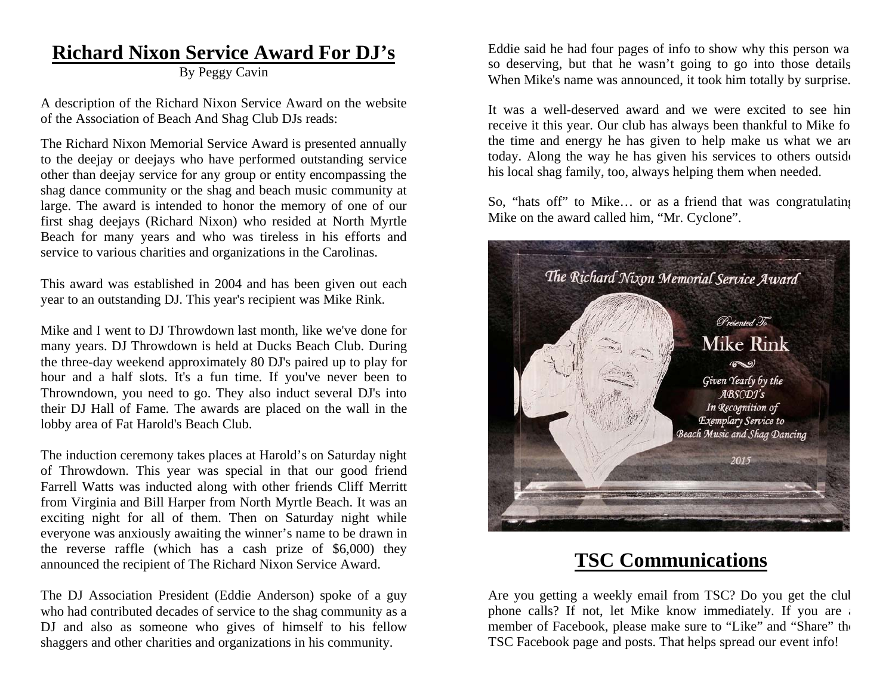# Richard Nixon Service Award For DJ's

By Peggy Cavin

A description of the Richard Nixon Service Award on the website of the Association of Beach And Shag Club DJs reads:

The Richard Nixon Memorial Service Award is presented annually to the deejay or deejays who have performed outstanding service other than deejay service for any group or entity encompassing the shag dance community or the shag and beach music community at large. The award is intended to honor the memory of one of our first shag deejays (Richard Nixon) who resided at North Myrtle Beach for many years and who was tireless in his efforts and service to various charities and organizations in the Carolinas.

This award was established in 2004 and has been given out each year to an outstanding DJ. This year's recipient was Mike Rink.

Mike and I went to DJ Throwdown last month, like we've done for many years. DJ Throwdown is held at Ducks Beach Club. During the three-day weekend approximately 80 DJ's paired up to play for hour and a half slots. It's a fun time. If you've never been to Throwndown, you need to go. They also induct several DJ's into their DJ Hall of Fame. The awards are placed on the wall in the lobby area of Fat Harold's Beach Club.

The induction ceremony takes places at Harold's on Saturday night of Throwdown. This year was special in that our good friend Farrell Watts was inducted along with other friends Cliff Merritt from Virginia and Bill Harper from North Myrtle Beach. It was an exciting night for all of them. Then on Saturday night while everyone was anxiously awaiting the winner's name to be drawn in the reverse raffle (which has a cash prize of $6,000) they announced the recipient of The Richard Nixon Service Award.

The DJ Association President (Eddie Anderson) spoke of a guy who had contributed decades of service to the shag community as a DJ and also as someone who gives of himself to his fellow shaggers and other charities and organizations in his community.

Eddie said he had four pages of info to show why this person was so deserving, but that he wasn't going to go into those details. When Mike's name was announced, it took him totally by surprise.

It was a well-deserved award and we were excited to see him receive it this year. Our club has always been thankful to Mike for the time and energy he has given to help make us what we are today. Along the way he has given his services to others outside his local shag family, too, always helping them when needed.

So, "hats off" to Mike… or as a friend that was congratulating Mike on the award called him, "Mr. Cyclone".

# TSC Communications

Are you getting a weekly email from TSC? Do you get the club phone calls? If not, let Mike know immediately. If you are a member of Facebook, please make sure to "Like" and "Share" the TSC Facebook page and posts. That helps spread our event info!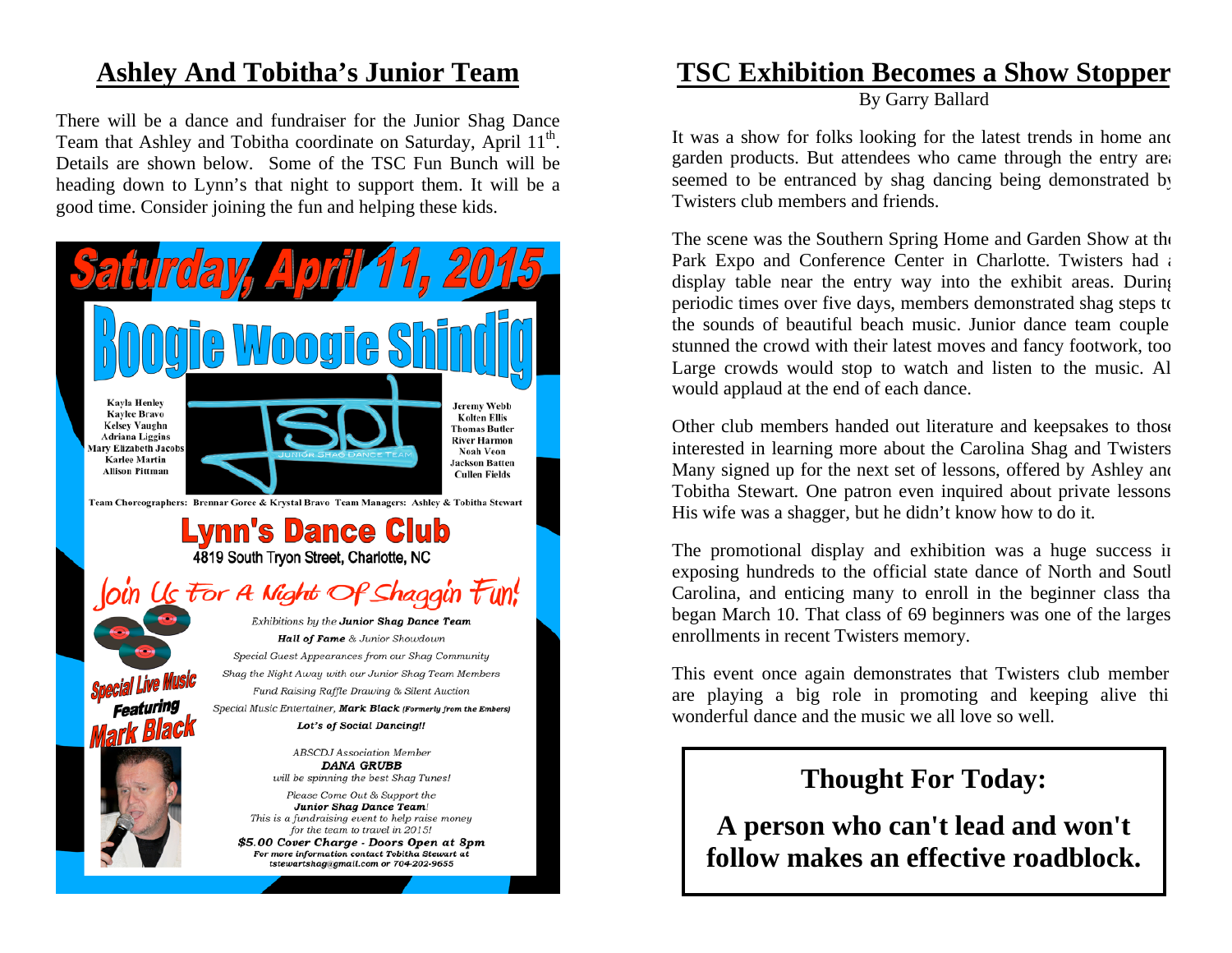## Ashley And Tobitha's Junior Team

There will be a dance and fundraiser for the Junior Shag Dance Team that Ashley and Tobitha coordinate on Saturday, April 11th. Details are shown below. Some of the TSC Fun Bunch will be heading down to Lynn's that night to support them. It will be a good time. Consider joining the fun and helping these kids.

**Saturday, April 11, 2015**

**Boogie Woogie Shindig**

Kayla Henley
Kaylee Bravo
Kelsey Vaughn
Adriana Liggins
Mary Elizabeth Jacobs
Karlee Martin
Allison Pittman

JSDT — JUNIOR SHAG DANCE TEAM

Jeremy Webb
Kolten Ellis
Thomas Butler
River Harmon
Noah Veon
Jackson Batten
Cullen Fields

Team Choreographers: Brennar Goree & Krystal Bravo Team Managers: Ashley & Tobitha Stewart

**Lynn's Dance Club**
4819 South Tryon Street, Charlotte, NC

*Join Us For A Night Of Shaggin Fun!*

*Exhibitions by the **Junior Shag Dance Team***
***Hall of Fame** & Junior Showdown*
*Special Guest Appearances from our Shag Community*
*Shag the Night Away with our Junior Shag Team Members*
*Fund Raising Raffle Drawing & Silent Auction*
*Special Music Entertainer, **Mark Black** (Formerly from the Embers)*
***Lot's of Social Dancing!!***

**Special Live Music Featuring Mark Black**

*ABSCDJ Association Member*
***DANA GRUBB***
*will be spinning the best Shag Tunes!*

*Please Come Out & Support the*
***Junior Shag Dance Team!***
*This is a fundraising event to help raise money for the team to travel in 2015!*
***$5.00 Cover Charge - Doors Open at 8pm***
*For more information contact Tobitha Stewart at tstewartshag@gmail.com or 704-202-9655*

## TSC Exhibition Becomes a Show Stopper

By Garry Ballard

It was a show for folks looking for the latest trends in home and garden products. But attendees who came through the entry area seemed to be entranced by shag dancing being demonstrated by Twisters club members and friends.

The scene was the Southern Spring Home and Garden Show at the Park Expo and Conference Center in Charlotte. Twisters had a display table near the entry way into the exhibit areas. During periodic times over five days, members demonstrated shag steps to the sounds of beautiful beach music. Junior dance team couples stunned the crowd with their latest moves and fancy footwork, too. Large crowds would stop to watch and listen to the music. All would applaud at the end of each dance.

Other club members handed out literature and keepsakes to those interested in learning more about the Carolina Shag and Twisters. Many signed up for the next set of lessons, offered by Ashley and Tobitha Stewart. One patron even inquired about private lessons. His wife was a shagger, but he didn't know how to do it.

The promotional display and exhibition was a huge success in exposing hundreds to the official state dance of North and South Carolina, and enticing many to enroll in the beginner class that began March 10. That class of 69 beginners was one of the largest enrollments in recent Twisters memory.

This event once again demonstrates that Twisters club members are playing a big role in promoting and keeping alive this wonderful dance and the music we all love so well.

### Thought For Today:

**A person who can't lead and won't follow makes an effective roadblock.**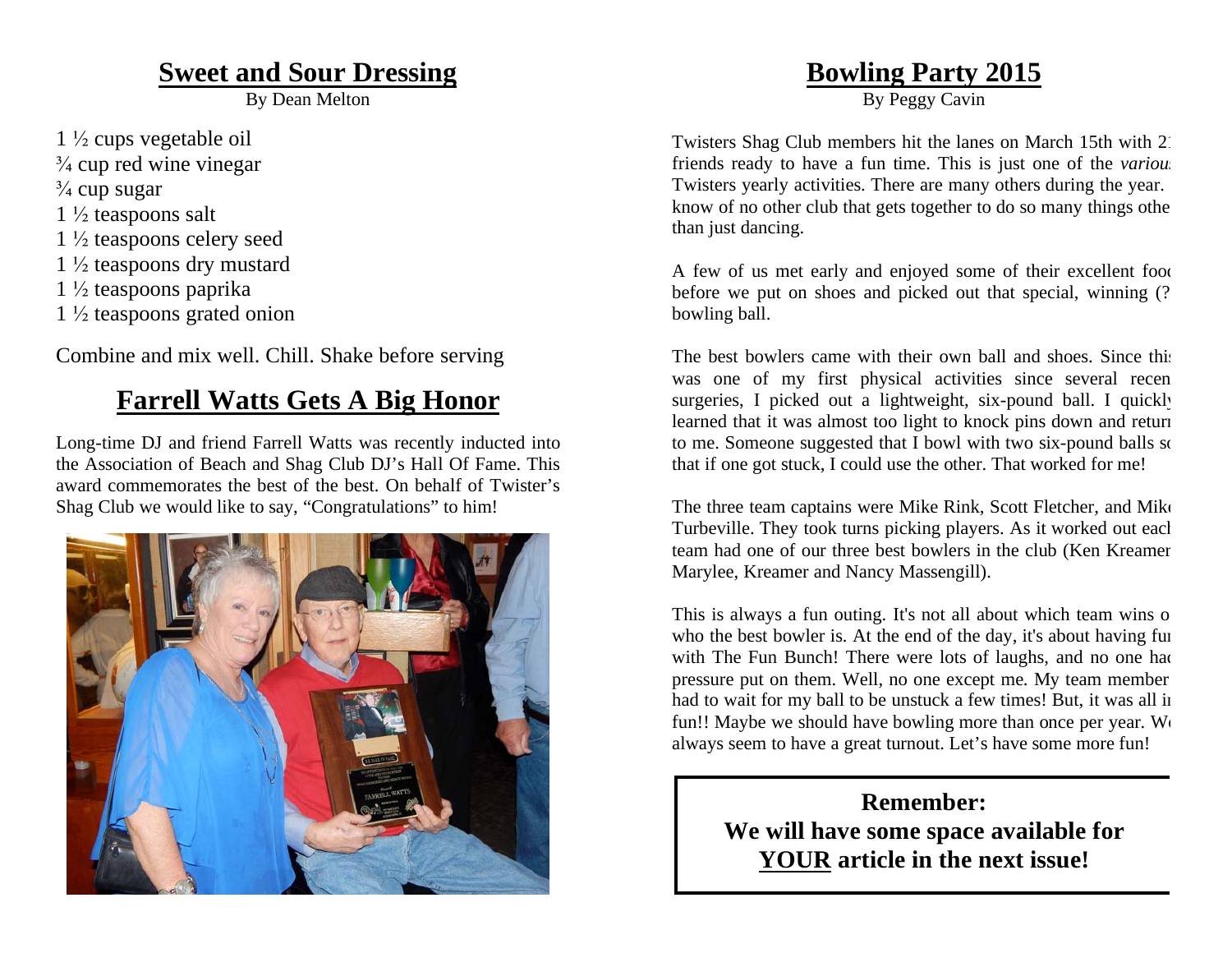## Sweet and Sour Dressing

By Dean Melton

1 ½ cups vegetable oil
¾ cup red wine vinegar
¾ cup sugar
1 ½ teaspoons salt
1 ½ teaspoons celery seed
1 ½ teaspoons dry mustard
1 ½ teaspoons paprika
1 ½ teaspoons grated onion

Combine and mix well. Chill. Shake before serving

## Farrell Watts Gets A Big Honor

Long-time DJ and friend Farrell Watts was recently inducted into the Association of Beach and Shag Club DJ's Hall Of Fame. This award commemorates the best of the best. On behalf of Twister's Shag Club we would like to say, "Congratulations" to him!

## Bowling Party 2015

By Peggy Cavin

Twisters Shag Club members hit the lanes on March 15th with 2 friends ready to have a fun time. This is just one of the *various* Twisters yearly activities. There are many others during the year. know of no other club that gets together to do so many things othe than just dancing.

A few of us met early and enjoyed some of their excellent food before we put on shoes and picked out that special, winning (? bowling ball.

The best bowlers came with their own ball and shoes. Since this was one of my first physical activities since several recen surgeries, I picked out a lightweight, six-pound ball. I quickly learned that it was almost too light to knock pins down and return to me. Someone suggested that I bowl with two six-pound balls so that if one got stuck, I could use the other. That worked for me!

The three team captains were Mike Rink, Scott Fletcher, and Mike Turbeville. They took turns picking players. As it worked out each team had one of our three best bowlers in the club (Ken Kreamer Marylee, Kreamer and Nancy Massengill).

This is always a fun outing. It's not all about which team wins o who the best bowler is. At the end of the day, it's about having fun with The Fun Bunch! There were lots of laughs, and no one had pressure put on them. Well, no one except me. My team member had to wait for my ball to be unstuck a few times! But, it was all in fun!! Maybe we should have bowling more than once per year. We always seem to have a great turnout. Let's have some more fun!

**Remember:**
**We will have some space available for <u>YOUR</u> article in the next issue!**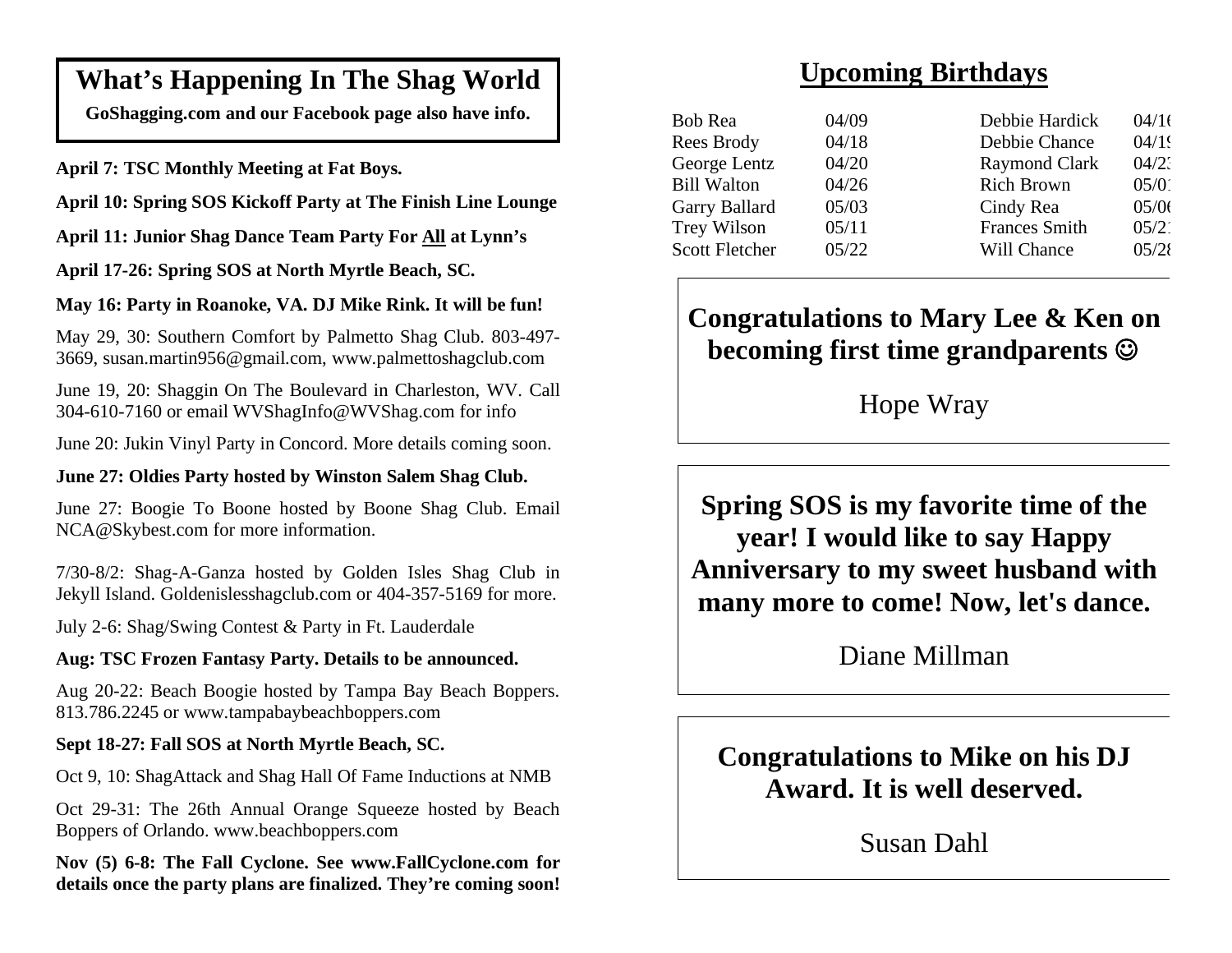## What's Happening In The Shag World

**GoShagging.com and our Facebook page also have info.**

**April 7: TSC Monthly Meeting at Fat Boys.**

**April 10: Spring SOS Kickoff Party at The Finish Line Lounge**

**April 11: Junior Shag Dance Team Party For All at Lynn's**

**April 17-26: Spring SOS at North Myrtle Beach, SC.**

**May 16: Party in Roanoke, VA. DJ Mike Rink. It will be fun!**

May 29, 30: Southern Comfort by Palmetto Shag Club. 803-497-3669, susan.martin956@gmail.com, www.palmettoshagclub.com

June 19, 20: Shaggin On The Boulevard in Charleston, WV. Call 304-610-7160 or email WVShagInfo@WVShag.com for info

June 20: Jukin Vinyl Party in Concord. More details coming soon.

**June 27: Oldies Party hosted by Winston Salem Shag Club.**

June 27: Boogie To Boone hosted by Boone Shag Club. Email NCA@Skybest.com for more information.

7/30-8/2: Shag-A-Ganza hosted by Golden Isles Shag Club in Jekyll Island. Goldenislesshagclub.com or 404-357-5169 for more.

July 2-6: Shag/Swing Contest & Party in Ft. Lauderdale

**Aug: TSC Frozen Fantasy Party. Details to be announced.**

Aug 20-22: Beach Boogie hosted by Tampa Bay Beach Boppers. 813.786.2245 or www.tampabaybeachboppers.com

**Sept 18-27: Fall SOS at North Myrtle Beach, SC.**

Oct 9, 10: ShagAttack and Shag Hall Of Fame Inductions at NMB

Oct 29-31: The 26th Annual Orange Squeeze hosted by Beach Boppers of Orlando. www.beachboppers.com

**Nov (5) 6-8: The Fall Cyclone. See www.FallCyclone.com for details once the party plans are finalized. They're coming soon!**

## Upcoming Birthdays

| | | | |
|---|---|---|---|
| Bob Rea | 04/09 | Debbie Hardick | 04/1 |
| Rees Brody | 04/18 | Debbie Chance | 04/1 |
| George Lentz | 04/20 | Raymond Clark | 04/2 |
| Bill Walton | 04/26 | Rich Brown | 05/0 |
| Garry Ballard | 05/03 | Cindy Rea | 05/0 |
| Trey Wilson | 05/11 | Frances Smith | 05/2 |
| Scott Fletcher | 05/22 | Will Chance | 05/2 |

**Congratulations to Mary Lee & Ken on becoming first time grandparents ☺**

Hope Wray

**Spring SOS is my favorite time of the year! I would like to say Happy Anniversary to my sweet husband with many more to come! Now, let's dance.**

Diane Millman

**Congratulations to Mike on his DJ Award. It is well deserved.**

Susan Dahl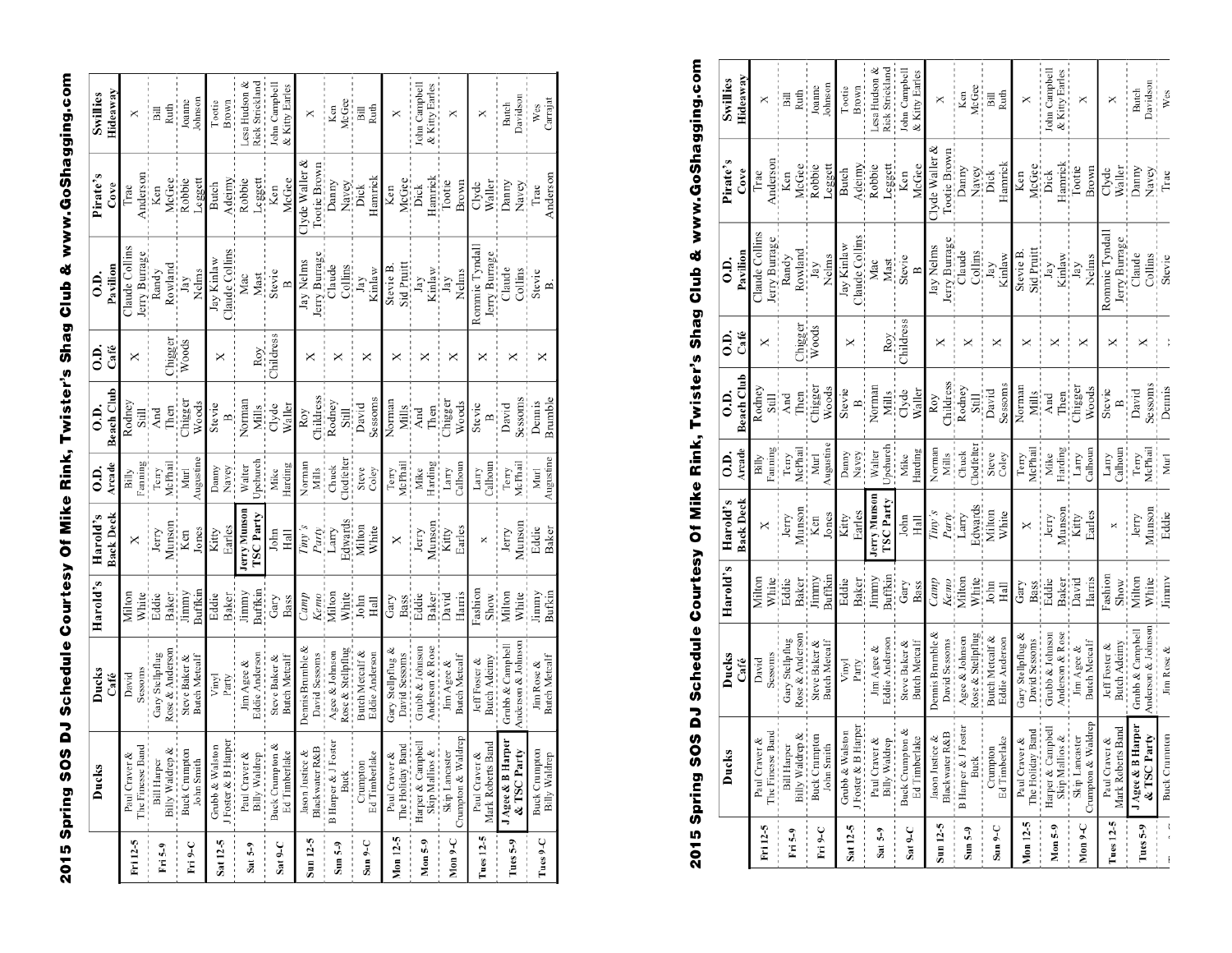# 2015 Spring SOS DJ Schedule Courtesy Of Mike Rink, Twister's Shag Club & www.GoShagging.com

| | Ducks | Ducks Café | Harold's | Harold's Back Deck | O.D. Arcade | O.D. Beach Club | O.D. Café | O.D. Pavilion | Pirate's Cove | Swillies Hideaway |
|---|---|---|---|---|---|---|---|---|---|---|
| **Fri 12-5** | Paul Craver & The Finesse Band | David Sessoms | Milton White | X | Billy Fanning | Rodney Still | X | Claude Collins Jerry Burrage | Trae Anderson | X |
| **Fri 5-9** | Bill Harper Billy Waldrep & | Gary Stellpflug Rose & Anderson | Eddie Baker | Jerry Munson | Terry McPhail | And Then | Chigger Woods | Randy Rowland | Ken McGee | Bill Ruth |
| **Fri 9-C** | Buck Crumpton John Smith | Steve Baker & Butch Metcalf | Jimmy Buffkin | Ken Jones | Murl Augustine | Chigger Woods | | Jay Nelms | Robbie Leggett | Joanne Johnson |
| **Sat 12-5** | Grubb & Walston J Foster & B Harper | Vinyl Party | Eddie Baker | Kitty Earles | Danny Navey | Stevie B | X | Jay Kinlaw Claude Collins | Butch Ademy | Tootie Brown |
| **Sat 5-9** | Paul Craver & Billy Waldrep | Jim Agee & Eddie Anderson | Jimmy Buffkin | **Jerry Munson TSC Party** | Walter Upchurch | Norman Mills | Roy Childress | Mac Mast | Robbie Leggett | Lesa Hudson & Rick Strickland |
| **Sat 9-C** | Buck Crumpton & Ed Timberlake | Steve Baker & Butch Metcalf | Gary Bass | John Hall | Mike Harding | Clyde Waller | | Stevie B | Ken McGee | John Campbell & Kitty Earles |
| **Sun 12-5** | Jason Justice & Blackwater R&B | Dennis Brumble & David Sessoms | *Camp Kemo* | *Tiny's Party* | Norman Mills | Roy Childress | X | Jay Nelms Jerry Burrage | Clyde Waller & Tootie Brown | X |
| **Sun 5-9** | B Harper & J Foster Buck | Agee & Johnson Rose & Stellpflug | Milton White | Larry Edwards | Chuck Clodfelter | Rodney Still | X | Claude Collins | Danny Navey | Ken McGee |
| **Sun 9-C** | Crumpton Ed Timberlake | Butch Metcalf & Eddie Anderson | John Hall | Milton White | Steve Coley | David Sessoms | X | Jay Kinlaw | Dick Hamrick | Bill Ruth |
| **Mon 12-5** | Paul Craver & The Holiday Band | Gary Stellpflug & David Sessoms | Gary Bass | X | Terry McPhail | Norman Mills | X | Stevie B. Sid Pruitt | Ken McGee | X |
| **Mon 5-9** | Harper & Campbell Skip Mallios & | Grubb & Johnson Anderson & Rose | Eddie Baker | Jerry Munson | Mike Harding | And Then | X | Jay Kinlaw | Dick Hamrick | John Campbell & Kitty Earles |
| **Mon 9-C** | Skip Lancaster Crumpton & Waldrep | Jim Agee & Butch Metcalf | David Harris | Kitty Earles | Larry Calhoun | Chigger Woods | X | Jay Nelms | Tootie Brown | X |
| **Tues 12-5** | Paul Craver & Mark Roberts Band | Jeff Foster & Butch Ademy | Fashion Show | x | Larry Calhoun | Stevie B | X | Rommie Tyndall Jerry Burrage | Clyde Waller | X |
| **Tues 5-9** | **J Agee & B Harper & TSC Party** | Grubb & Campbell Anderson & Johnson | Milton White | Jerry Munson | Terry McPhail | David Sessoms | X | Claude Collins | Danny Navey | Butch Davidson |
| **Tues 9-C** | Buck Crumpton Billy Waldrep | Jim Rose & Butch Metcalf | Jimmy Buffkin | Eddie Baker | Murl Augustine | Dennis Brumble | X | Stevie B. | Trae Anderson | Wes Carrajat |

# 2015 Spring SOS DJ Schedule Courtesy Of Mike Rink, Twister's Shag Club & www.GoShagging.com

| | Ducks | Ducks Café | Harold's | Harold's Back Deck | O.D. Arcade | O.D. Beach Club | O.D. Café | O.D. Pavilion | Pirate's Cove | Swillies Hideaway |
|---|---|---|---|---|---|---|---|---|---|---|
| **Fri 12-5** | Paul Craver & The Finesse Band | David Sessoms | Milton White | X | Billy Fanning | Rodney Still | X | Claude Collins Jerry Burrage | Trae Anderson | X |
| **Fri 5-9** | Bill Harper Billy Waldrep & | Gary Stellpflug Rose & Anderson | Eddie Baker | Jerry Munson | Terry McPhail | And Then | Chigger Woods | Randy Rowland | Ken McGee | Bill Ruth |
| **Fri 9-C** | Buck Crumpton John Smith | Steve Baker & Butch Metcalf | Jimmy Buffkin | Ken Jones | Murl Augustine | Chigger Woods | | Jay Nelms | Robbie Leggett | Joanne Johnson |
| **Sat 12-5** | Grubb & Walston J Foster & B Harper | Vinyl Party | Eddie Baker | Kitty Earles | Danny Navey | Stevie B | X | Jay Kinlaw Claude Collins | Butch Ademy | Tootie Brown |
| **Sat 5-9** | Paul Craver & Billy Waldrep | Jim Agee & Eddie Anderson | Jimmy Buffkin | **Jerry Munson TSC Party** | Walter Upchurch | Norman Mills | Roy Childress | Mac Mast | Robbie Leggett | Lesa Hudson & Rick Strickland |
| **Sat 9-C** | Buck Crumpton & Ed Timberlake | Steve Baker & Butch Metcalf | Gary Bass | John Hall | Mike Harding | Clyde Waller | | Stevie B | Ken McGee | John Campbell & Kitty Earles |
| **Sun 12-5** | Jason Justice & Blackwater R&B | Dennis Brumble & David Sessoms | *Camp Kemo* | *Tiny's Party* | Norman Mills | Roy Childress | X | Jay Nelms Jerry Burrage | Clyde Waller & Tootie Brown | X |
| **Sun 5-9** | B Harper & J Foster Buck | Agee & Johnson Rose & Stellpflug | Milton White | Larry Edwards | Chuck Clodfelter | Rodney Still | X | Claude Collins | Danny Navey | Ken McGee |
| **Sun 9-C** | Crumpton Ed Timberlake | Butch Metcalf & Eddie Anderson | John Hall | Milton White | Steve Coley | David Sessoms | X | Jay Kinlaw | Dick Hamrick | Bill Ruth |
| **Mon 12-5** | Paul Craver & The Holiday Band | Gary Stellpflug & David Sessoms | Gary Bass | X | Terry McPhail | Norman Mills | X | Stevie B. Sid Pruitt | Ken McGee | X |
| **Mon 5-9** | Harper & Campbell Skip Mallios & | Grubb & Johnson Anderson & Rose | Eddie Baker | Jerry Munson | Mike Harding | And Then | X | Jay Kinlaw | Dick Hamrick | John Campbell & Kitty Earles |
| **Mon 9-C** | Skip Lancaster Crumpton & Waldrep | Jim Agee & Butch Metcalf | David Harris | Kitty Earles | Larry Calhoun | Chigger Woods | X | Jay Nelms | Tootie Brown | X |
| **Tues 12-5** | Paul Craver & Mark Roberts Band | Jeff Foster & Butch Ademy | Fashion Show | x | Larry Calhoun | Stevie B | X | Rommie Tyndall Jerry Burrage | Clyde Waller | X |
| **Tues 5-9** | **J Agee & B Harper & TSC Party** | Grubb & Campbell Anderson & Johnson | Milton White | Jerry Munson | Terry McPhail | David Sessoms | X | Claude Collins | Danny Navey | Butch Davidson |
| | Buck Crumpton | Jim Rose & | Jimmy | Eddie | Murl | Dennis | | Stevie | Trae | Wes |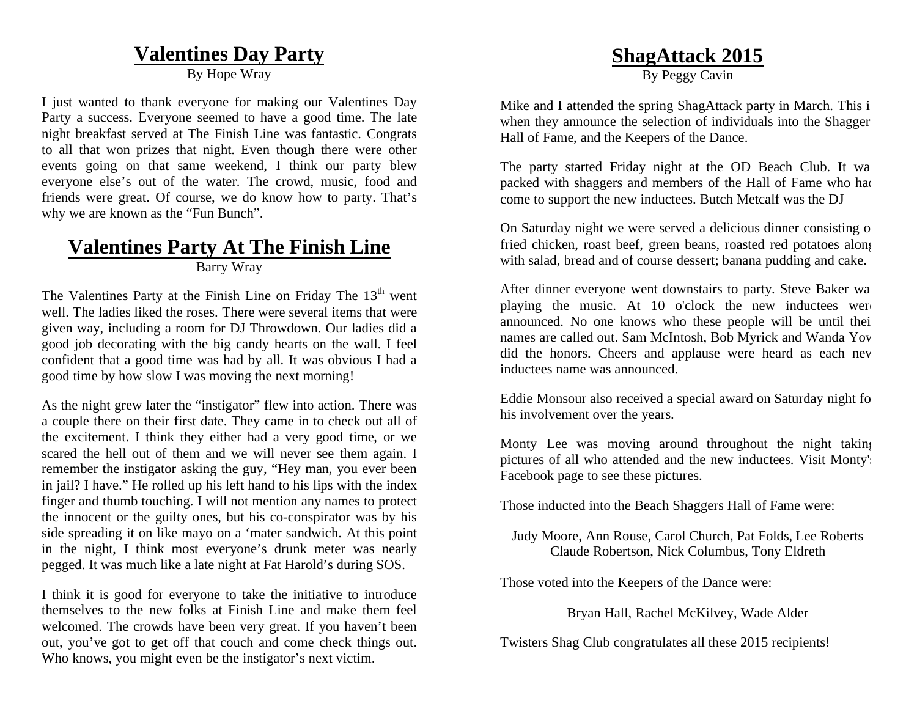## Valentines Day Party

By Hope Wray

I just wanted to thank everyone for making our Valentines Day Party a success. Everyone seemed to have a good time. The late night breakfast served at The Finish Line was fantastic. Congrats to all that won prizes that night. Even though there were other events going on that same weekend, I think our party blew everyone else's out of the water. The crowd, music, food and friends were great. Of course, we do know how to party. That's why we are known as the "Fun Bunch".

## Valentines Party At The Finish Line

Barry Wray

The Valentines Party at the Finish Line on Friday The 13th went well. The ladies liked the roses. There were several items that were given way, including a room for DJ Throwdown. Our ladies did a good job decorating with the big candy hearts on the wall. I feel confident that a good time was had by all. It was obvious I had a good time by how slow I was moving the next morning!

As the night grew later the "instigator" flew into action. There was a couple there on their first date. They came in to check out all of the excitement. I think they either had a very good time, or we scared the hell out of them and we will never see them again. I remember the instigator asking the guy, "Hey man, you ever been in jail? I have." He rolled up his left hand to his lips with the index finger and thumb touching. I will not mention any names to protect the innocent or the guilty ones, but his co-conspirator was by his side spreading it on like mayo on a 'mater sandwich. At this point in the night, I think most everyone's drunk meter was nearly pegged. It was much like a late night at Fat Harold's during SOS.

I think it is good for everyone to take the initiative to introduce themselves to the new folks at Finish Line and make them feel welcomed. The crowds have been very great. If you haven't been out, you've got to get off that couch and come check things out. Who knows, you might even be the instigator's next victim.

## ShagAttack 2015

By Peggy Cavin

Mike and I attended the spring ShagAttack party in March. This i when they announce the selection of individuals into the Shagger Hall of Fame, and the Keepers of the Dance.

The party started Friday night at the OD Beach Club. It wa packed with shaggers and members of the Hall of Fame who hac come to support the new inductees. Butch Metcalf was the DJ

On Saturday night we were served a delicious dinner consisting o fried chicken, roast beef, green beans, roasted red potatoes along with salad, bread and of course dessert; banana pudding and cake.

After dinner everyone went downstairs to party. Steve Baker wa playing the music. At 10 o'clock the new inductees were announced. No one knows who these people will be until thei names are called out. Sam McIntosh, Bob Myrick and Wanda Yow did the honors. Cheers and applause were heard as each new inductees name was announced.

Eddie Monsour also received a special award on Saturday night fo his involvement over the years.

Monty Lee was moving around throughout the night taking pictures of all who attended and the new inductees. Visit Monty's Facebook page to see these pictures.

Those inducted into the Beach Shaggers Hall of Fame were:

Judy Moore, Ann Rouse, Carol Church, Pat Folds, Lee Roberts
Claude Robertson, Nick Columbus, Tony Eldreth

Those voted into the Keepers of the Dance were:

Bryan Hall, Rachel McKilvey, Wade Alder

Twisters Shag Club congratulates all these 2015 recipients!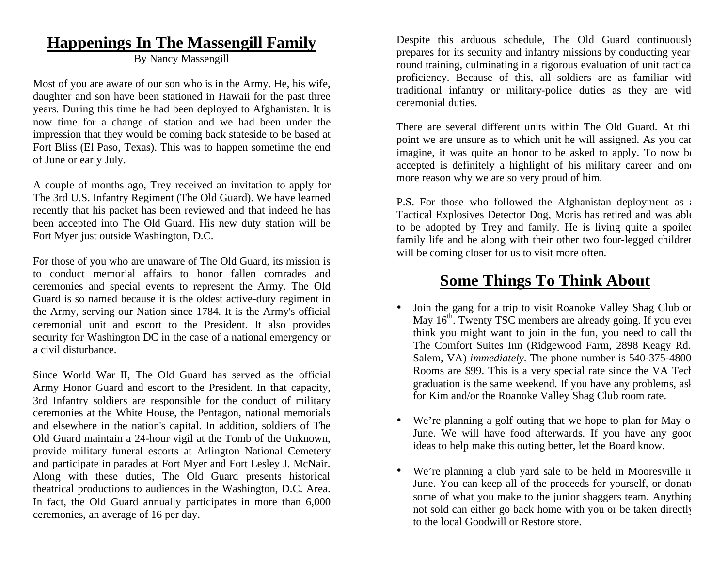## Happenings In The Massengill Family

By Nancy Massengill

Most of you are aware of our son who is in the Army. He, his wife, daughter and son have been stationed in Hawaii for the past three years. During this time he had been deployed to Afghanistan. It is now time for a change of station and we had been under the impression that they would be coming back stateside to be based at Fort Bliss (El Paso, Texas). This was to happen sometime the end of June or early July.

A couple of months ago, Trey received an invitation to apply for The 3rd U.S. Infantry Regiment (The Old Guard). We have learned recently that his packet has been reviewed and that indeed he has been accepted into The Old Guard. His new duty station will be Fort Myer just outside Washington, D.C.

For those of you who are unaware of The Old Guard, its mission is to conduct memorial affairs to honor fallen comrades and ceremonies and special events to represent the Army. The Old Guard is so named because it is the oldest active-duty regiment in the Army, serving our Nation since 1784. It is the Army's official ceremonial unit and escort to the President. It also provides security for Washington DC in the case of a national emergency or a civil disturbance.

Since World War II, The Old Guard has served as the official Army Honor Guard and escort to the President. In that capacity, 3rd Infantry soldiers are responsible for the conduct of military ceremonies at the White House, the Pentagon, national memorials and elsewhere in the nation's capital. In addition, soldiers of The Old Guard maintain a 24-hour vigil at the Tomb of the Unknown, provide military funeral escorts at Arlington National Cemetery and participate in parades at Fort Myer and Fort Lesley J. McNair. Along with these duties, The Old Guard presents historical theatrical productions to audiences in the Washington, D.C. Area. In fact, the Old Guard annually participates in more than 6,000 ceremonies, an average of 16 per day.

Despite this arduous schedule, The Old Guard continuously prepares for its security and infantry missions by conducting year round training, culminating in a rigorous evaluation of unit tactical proficiency. Because of this, all soldiers are as familiar with traditional infantry or military-police duties as they are with ceremonial duties.

There are several different units within The Old Guard. At this point we are unsure as to which unit he will assigned. As you can imagine, it was quite an honor to be asked to apply. To now be accepted is definitely a highlight of his military career and one more reason why we are so very proud of him.

P.S. For those who followed the Afghanistan deployment as a Tactical Explosives Detector Dog, Moris has retired and was able to be adopted by Trey and family. He is living quite a spoiled family life and he along with their other two four-legged children will be coming closer for us to visit more often.

## Some Things To Think About

- Join the gang for a trip to visit Roanoke Valley Shag Club on May 16th. Twenty TSC members are already going. If you even think you might want to join in the fun, you need to call the The Comfort Suites Inn (Ridgewood Farm, 2898 Keagy Rd. Salem, VA) *immediately*. The phone number is 540-375-4800. Rooms are $99. This is a very special rate since the VA Tech graduation is the same weekend. If you have any problems, ask for Kim and/or the Roanoke Valley Shag Club room rate.

- We're planning a golf outing that we hope to plan for May or June. We will have food afterwards. If you have any good ideas to help make this outing better, let the Board know.

- We're planning a club yard sale to be held in Mooresville in June. You can keep all of the proceeds for yourself, or donate some of what you make to the junior shaggers team. Anything not sold can either go back home with you or be taken directly to the local Goodwill or Restore store.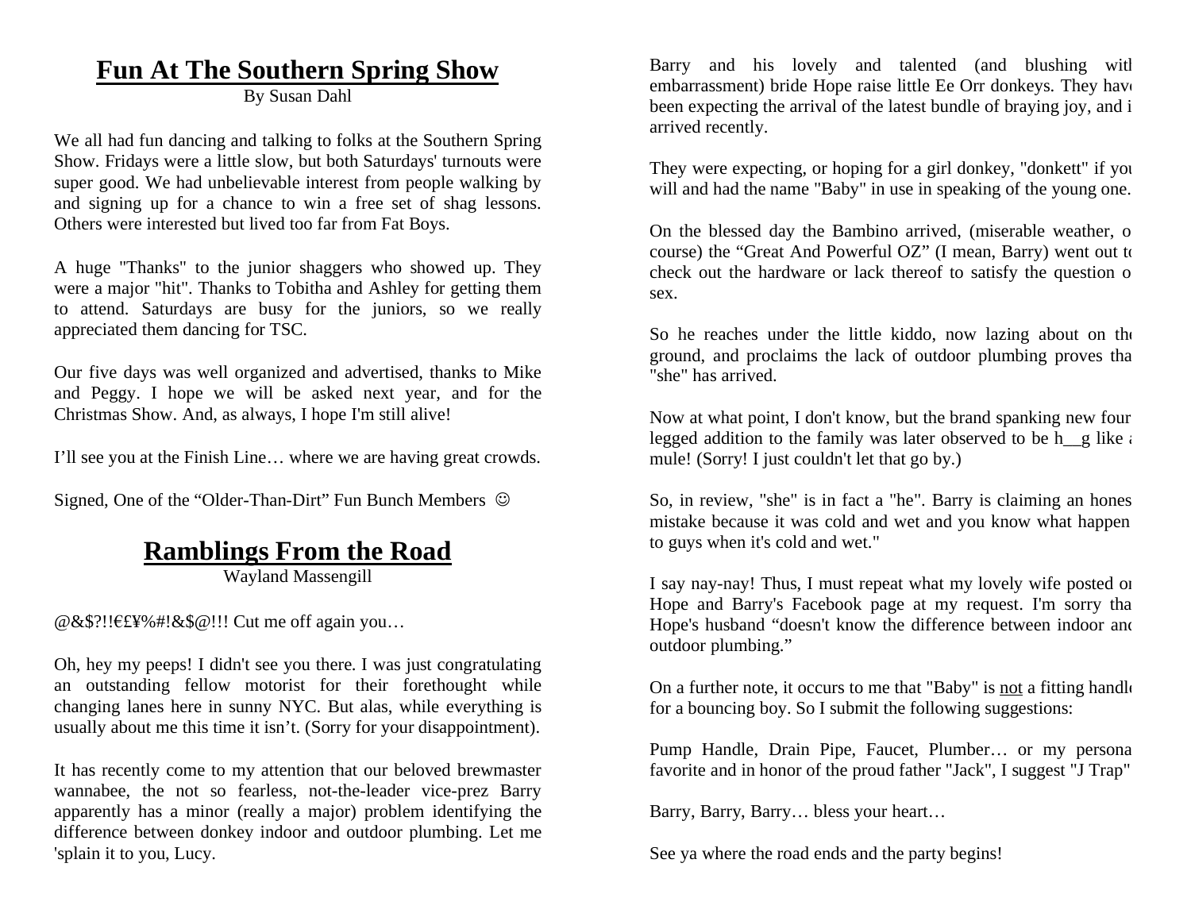# Fun At The Southern Spring Show

By Susan Dahl

We all had fun dancing and talking to folks at the Southern Spring Show. Fridays were a little slow, but both Saturdays' turnouts were super good. We had unbelievable interest from people walking by and signing up for a chance to win a free set of shag lessons. Others were interested but lived too far from Fat Boys.

A huge "Thanks" to the junior shaggers who showed up. They were a major "hit". Thanks to Tobitha and Ashley for getting them to attend. Saturdays are busy for the juniors, so we really appreciated them dancing for TSC.

Our five days was well organized and advertised, thanks to Mike and Peggy. I hope we will be asked next year, and for the Christmas Show. And, as always, I hope I'm still alive!

I'll see you at the Finish Line… where we are having great crowds.

Signed, One of the "Older-Than-Dirt" Fun Bunch Members ☺

# Ramblings From the Road

Wayland Massengill

@&$?!!€£¥%#!&$@!!! Cut me off again you…

Oh, hey my peeps! I didn't see you there. I was just congratulating an outstanding fellow motorist for their forethought while changing lanes here in sunny NYC. But alas, while everything is usually about me this time it isn't. (Sorry for your disappointment).

It has recently come to my attention that our beloved brewmaster wannabee, the not so fearless, not-the-leader vice-prez Barry apparently has a minor (really a major) problem identifying the difference between donkey indoor and outdoor plumbing. Let me 'splain it to you, Lucy.

Barry and his lovely and talented (and blushing with embarrassment) bride Hope raise little Ee Orr donkeys. They have been expecting the arrival of the latest bundle of braying joy, and it arrived recently.

They were expecting, or hoping for a girl donkey, "donkett" if you will and had the name "Baby" in use in speaking of the young one.

On the blessed day the Bambino arrived, (miserable weather, of course) the "Great And Powerful OZ" (I mean, Barry) went out to check out the hardware or lack thereof to satisfy the question of sex.

So he reaches under the little kiddo, now lazing about on the ground, and proclaims the lack of outdoor plumbing proves that "she" has arrived.

Now at what point, I don't know, but the brand spanking new four legged addition to the family was later observed to be h__g like a mule! (Sorry! I just couldn't let that go by.)

So, in review, "she" is in fact a "he". Barry is claiming an honest mistake because it was cold and wet and you know what happens to guys when it's cold and wet."

I say nay-nay! Thus, I must repeat what my lovely wife posted on Hope and Barry's Facebook page at my request. I'm sorry that Hope's husband "doesn't know the difference between indoor and outdoor plumbing."

On a further note, it occurs to me that "Baby" is <u>not</u> a fitting handle for a bouncing boy. So I submit the following suggestions:

Pump Handle, Drain Pipe, Faucet, Plumber… or my personal favorite and in honor of the proud father "Jack", I suggest "J Trap"

Barry, Barry, Barry… bless your heart…

See ya where the road ends and the party begins!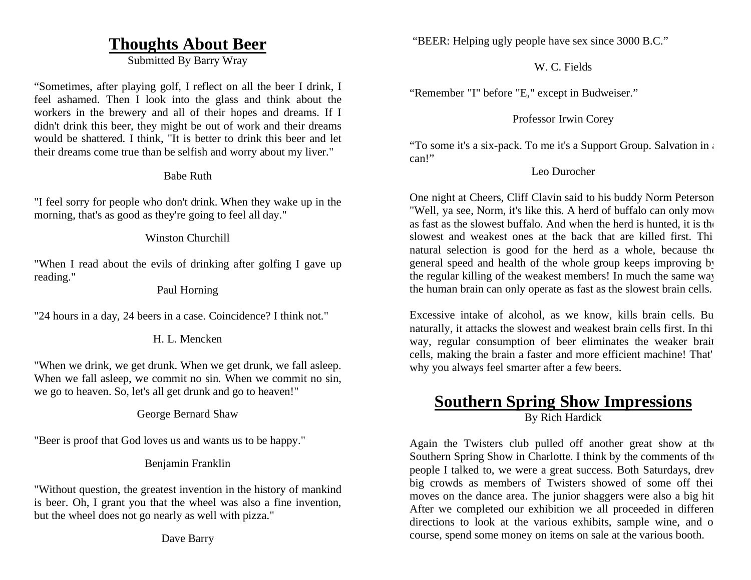# Thoughts About Beer

Submitted By Barry Wray

“Sometimes, after playing golf, I reflect on all the beer I drink, I feel ashamed. Then I look into the glass and think about the workers in the brewery and all of their hopes and dreams. If I didn't drink this beer, they might be out of work and their dreams would be shattered. I think, "It is better to drink this beer and let their dreams come true than be selfish and worry about my liver."

Babe Ruth

"I feel sorry for people who don't drink. When they wake up in the morning, that's as good as they're going to feel all day."

Winston Churchill

"When I read about the evils of drinking after golfing I gave up reading."

Paul Horning

"24 hours in a day, 24 beers in a case. Coincidence? I think not."

H. L. Mencken

"When we drink, we get drunk. When we get drunk, we fall asleep. When we fall asleep, we commit no sin. When we commit no sin, we go to heaven. So, let's all get drunk and go to heaven!"

George Bernard Shaw

"Beer is proof that God loves us and wants us to be happy."

Benjamin Franklin

"Without question, the greatest invention in the history of mankind is beer. Oh, I grant you that the wheel was also a fine invention, but the wheel does not go nearly as well with pizza."

Dave Barry

“BEER: Helping ugly people have sex since 3000 B.C.”

W. C. Fields

“Remember "I" before "E," except in Budweiser.”

Professor Irwin Corey

“To some it's a six-pack. To me it's a Support Group. Salvation in a can!”

Leo Durocher

One night at Cheers, Cliff Clavin said to his buddy Norm Peterson "Well, ya see, Norm, it's like this. A herd of buffalo can only move as fast as the slowest buffalo. And when the herd is hunted, it is the slowest and weakest ones at the back that are killed first. This natural selection is good for the herd as a whole, because the general speed and health of the whole group keeps improving by the regular killing of the weakest members! In much the same way the human brain can only operate as fast as the slowest brain cells.

Excessive intake of alcohol, as we know, kills brain cells. But naturally, it attacks the slowest and weakest brain cells first. In this way, regular consumption of beer eliminates the weaker brain cells, making the brain a faster and more efficient machine! That's why you always feel smarter after a few beers.

# Southern Spring Show Impressions

By Rich Hardick

Again the Twisters club pulled off another great show at the Southern Spring Show in Charlotte. I think by the comments of the people I talked to, we were a great success. Both Saturdays, drew big crowds as members of Twisters showed of some off their moves on the dance area. The junior shaggers were also a big hit After we completed our exhibition we all proceeded in different directions to look at the various exhibits, sample wine, and of course, spend some money on items on sale at the various booth.